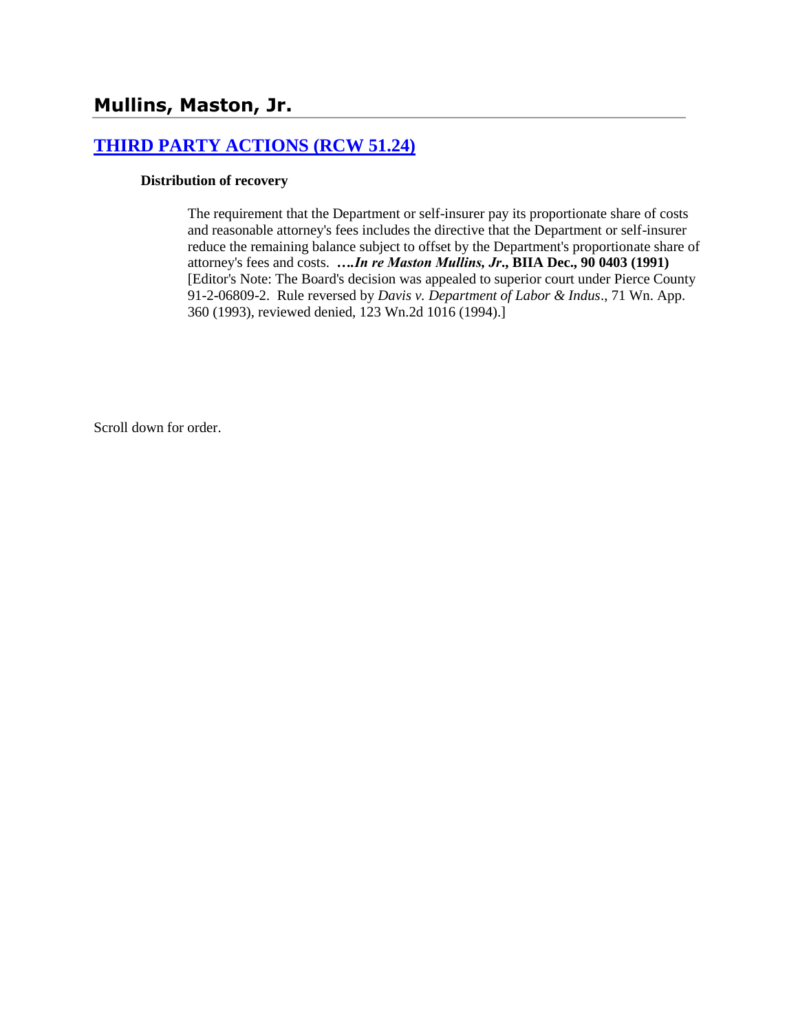## Mullins, Maston, Jr.

## THIRD PARTY ACTIONS (RCW 51.24)

**Distribution of recovery**

> The requirement that the Department or self-insurer pay its proportionate share of costs and reasonable attorney's fees includes the directive that the Department or self-insurer reduce the remaining balance subject to offset by the Department's proportionate share of attorney's fees and costs. ***….In re Maston Mullins, Jr*., BIIA Dec., 90 0403 (1991)** [Editor's Note: The Board's decision was appealed to superior court under Pierce County 91-2-06809-2. Rule reversed by *Davis v. Department of Labor & Indus*., 71 Wn. App. 360 (1993), reviewed denied, 123 Wn.2d 1016 (1994).]

Scroll down for order.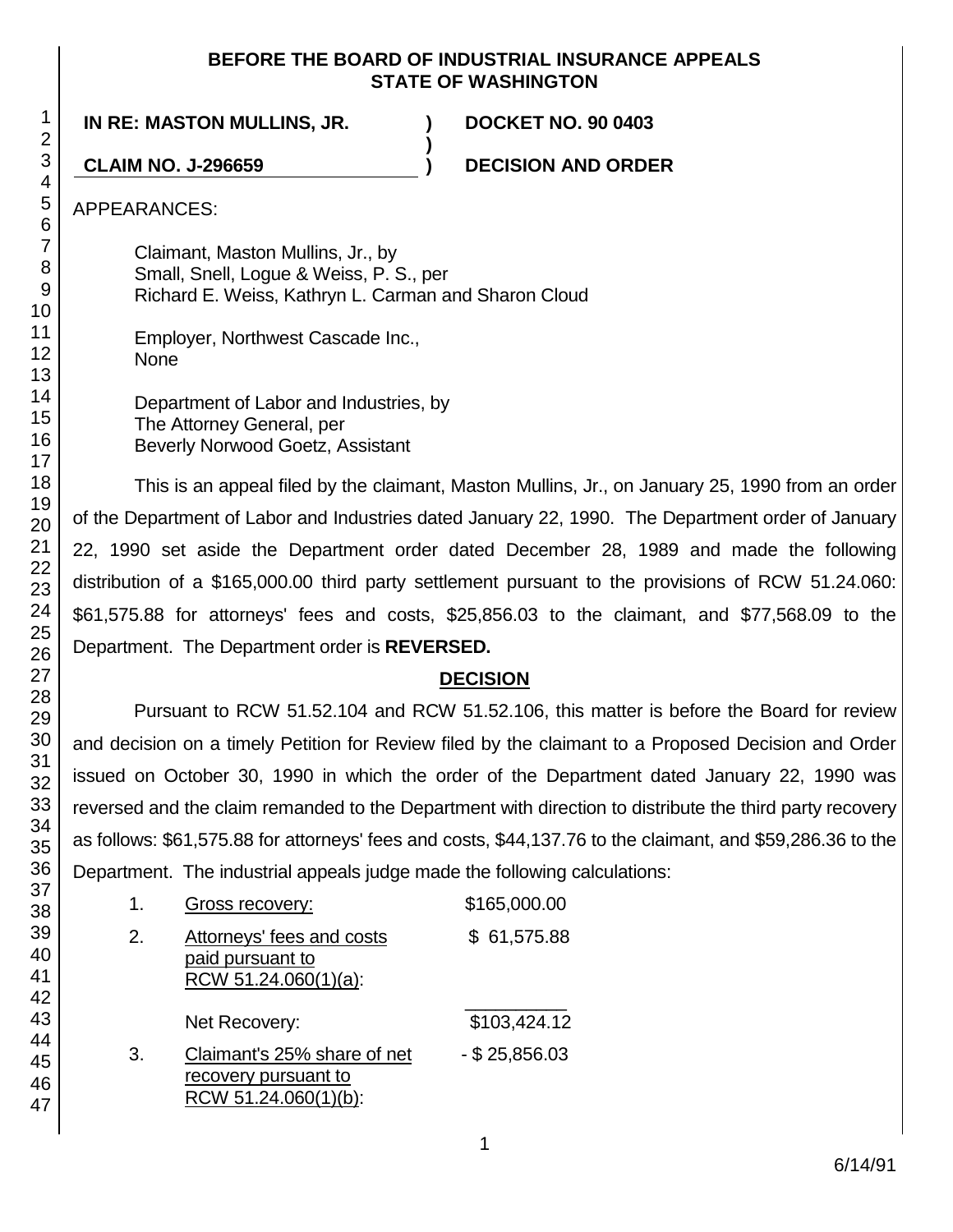**BEFORE THE BOARD OF INDUSTRIAL INSURANCE APPEALS**
**STATE OF WASHINGTON**

| | | |
|---|---|---|
| **IN RE: MASTON MULLINS, JR.** | **)** | **DOCKET NO. 90 0403** |
| | **)** | |
| **CLAIM NO. J-296659** | **)** | **DECISION AND ORDER** |

APPEARANCES:

Claimant, Maston Mullins, Jr., by
Small, Snell, Logue & Weiss, P. S., per
Richard E. Weiss, Kathryn L. Carman and Sharon Cloud

Employer, Northwest Cascade Inc.,
None

Department of Labor and Industries, by
The Attorney General, per
Beverly Norwood Goetz, Assistant

This is an appeal filed by the claimant, Maston Mullins, Jr., on January 25, 1990 from an order of the Department of Labor and Industries dated January 22, 1990. The Department order of January 22, 1990 set aside the Department order dated December 28, 1989 and made the following distribution of a $165,000.00 third party settlement pursuant to the provisions of RCW 51.24.060: $61,575.88 for attorneys' fees and costs, $25,856.03 to the claimant, and $77,568.09 to the Department. The Department order is **REVERSED.**

## DECISION

Pursuant to RCW 51.52.104 and RCW 51.52.106, this matter is before the Board for review and decision on a timely Petition for Review filed by the claimant to a Proposed Decision and Order issued on October 30, 1990 in which the order of the Department dated January 22, 1990 was reversed and the claim remanded to the Department with direction to distribute the third party recovery as follows: $61,575.88 for attorneys' fees and costs, $44,137.76 to the claimant, and $59,286.36 to the Department. The industrial appeals judge made the following calculations:

| | | |
|---|---|---|
| 1. | Gross recovery: | $165,000.00 |
| 2. | Attorneys' fees and costs paid pursuant to RCW 51.24.060(1)(a): | $ 61,575.88 |
| | Net Recovery: | $103,424.12 |
| 3. | Claimant's 25% share of net recovery pursuant to RCW 51.24.060(1)(b): | - $ 25,856.03 |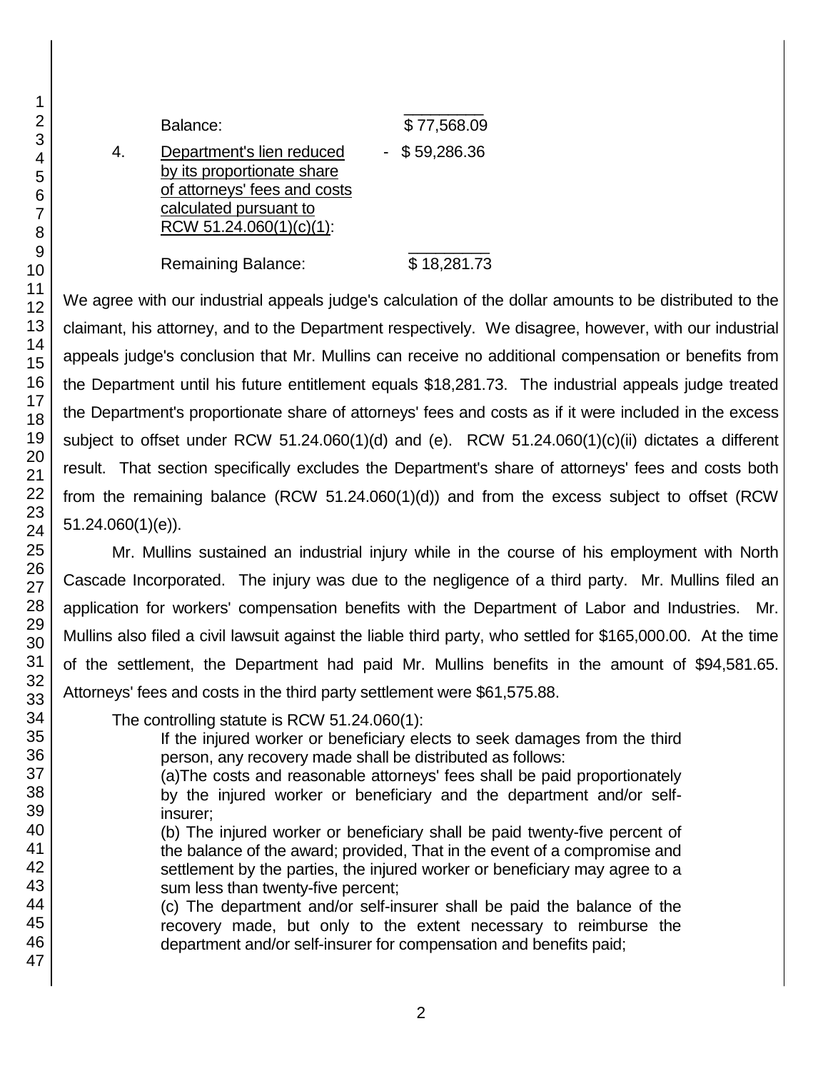| | | |
|---|---|---|
| | Balance: | $ 77,568.09 |
| 4. | Department's lien reduced by its proportionate share of attorneys' fees and costs calculated pursuant to RCW 51.24.060(1)(c)(1): | - $ 59,286.36 |
| | Remaining Balance: | $ 18,281.73 |

We agree with our industrial appeals judge's calculation of the dollar amounts to be distributed to the claimant, his attorney, and to the Department respectively. We disagree, however, with our industrial appeals judge's conclusion that Mr. Mullins can receive no additional compensation or benefits from the Department until his future entitlement equals $18,281.73. The industrial appeals judge treated the Department's proportionate share of attorneys' fees and costs as if it were included in the excess subject to offset under RCW 51.24.060(1)(d) and (e). RCW 51.24.060(1)(c)(ii) dictates a different result. That section specifically excludes the Department's share of attorneys' fees and costs both from the remaining balance (RCW 51.24.060(1)(d)) and from the excess subject to offset (RCW 51.24.060(1)(e)).

Mr. Mullins sustained an industrial injury while in the course of his employment with North Cascade Incorporated. The injury was due to the negligence of a third party. Mr. Mullins filed an application for workers' compensation benefits with the Department of Labor and Industries. Mr. Mullins also filed a civil lawsuit against the liable third party, who settled for $165,000.00. At the time of the settlement, the Department had paid Mr. Mullins benefits in the amount of $94,581.65. Attorneys' fees and costs in the third party settlement were $61,575.88.

The controlling statute is RCW 51.24.060(1):

> If the injured worker or beneficiary elects to seek damages from the third person, any recovery made shall be distributed as follows:
>
> (a)The costs and reasonable attorneys' fees shall be paid proportionately by the injured worker or beneficiary and the department and/or self-insurer;
>
> (b) The injured worker or beneficiary shall be paid twenty-five percent of the balance of the award; provided, That in the event of a compromise and settlement by the parties, the injured worker or beneficiary may agree to a sum less than twenty-five percent;
>
> (c) The department and/or self-insurer shall be paid the balance of the recovery made, but only to the extent necessary to reimburse the department and/or self-insurer for compensation and benefits paid;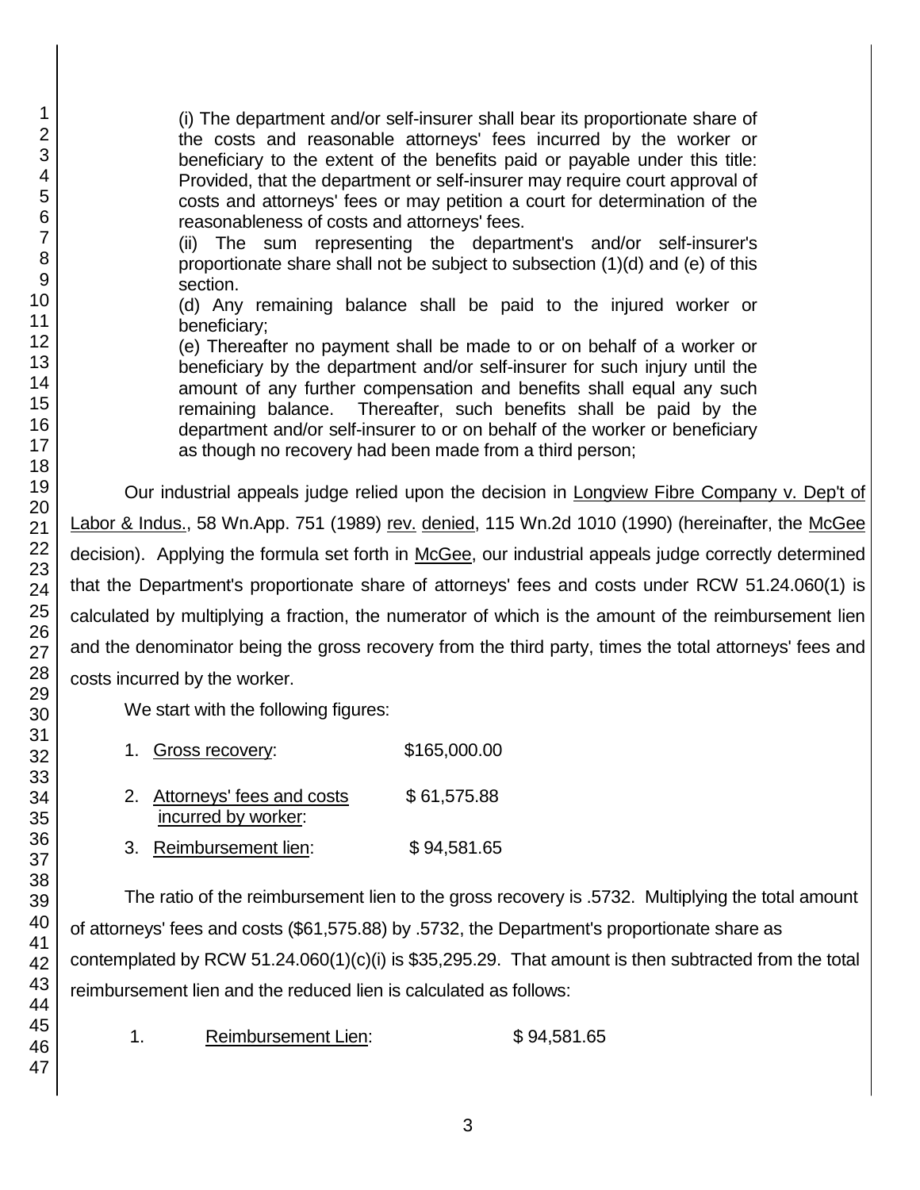(i) The department and/or self-insurer shall bear its proportionate share of the costs and reasonable attorneys' fees incurred by the worker or beneficiary to the extent of the benefits paid or payable under this title: Provided, that the department or self-insurer may require court approval of costs and attorneys' fees or may petition a court for determination of the reasonableness of costs and attorneys' fees.
(ii) The sum representing the department's and/or self-insurer's proportionate share shall not be subject to subsection (1)(d) and (e) of this section.
(d) Any remaining balance shall be paid to the injured worker or beneficiary;
(e) Thereafter no payment shall be made to or on behalf of a worker or beneficiary by the department and/or self-insurer for such injury until the amount of any further compensation and benefits shall equal any such remaining balance. Thereafter, such benefits shall be paid by the department and/or self-insurer to or on behalf of the worker or beneficiary as though no recovery had been made from a third person;

Our industrial appeals judge relied upon the decision in Longview Fibre Company v. Dep't of Labor & Indus., 58 Wn.App. 751 (1989) rev. denied, 115 Wn.2d 1010 (1990) (hereinafter, the McGee decision). Applying the formula set forth in McGee, our industrial appeals judge correctly determined that the Department's proportionate share of attorneys' fees and costs under RCW 51.24.060(1) is calculated by multiplying a fraction, the numerator of which is the amount of the reimbursement lien and the denominator being the gross recovery from the third party, times the total attorneys' fees and costs incurred by the worker.

We start with the following figures:

1. Gross recovery: $165,000.00
2. Attorneys' fees and costs incurred by worker: $ 61,575.88
3. Reimbursement lien: $ 94,581.65

The ratio of the reimbursement lien to the gross recovery is .5732. Multiplying the total amount of attorneys' fees and costs ($61,575.88) by .5732, the Department's proportionate share as contemplated by RCW 51.24.060(1)(c)(i) is $35,295.29. That amount is then subtracted from the total reimbursement lien and the reduced lien is calculated as follows:

1. Reimbursement Lien: $ 94,581.65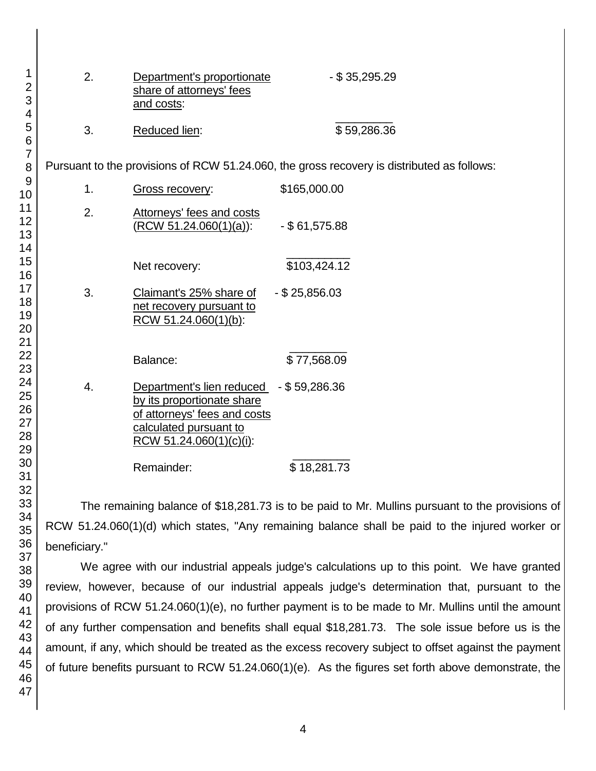| | | |
|---|---|---|
| 2. | Department's proportionate share of attorneys' fees and costs: | - $ 35,295.29 |
| 3. | Reduced lien: | $ 59,286.36 |

Pursuant to the provisions of RCW 51.24.060, the gross recovery is distributed as follows:

| | | |
|---|---|---|
| 1. | Gross recovery: | $165,000.00 |
| 2. | Attorneys' fees and costs (RCW 51.24.060(1)(a)): | - $ 61,575.88 |
| | Net recovery: | $103,424.12 |
| 3. | Claimant's 25% share of net recovery pursuant to RCW 51.24.060(1)(b): | - $ 25,856.03 |
| | Balance: | $ 77,568.09 |
| 4. | Department's lien reduced by its proportionate share of attorneys' fees and costs calculated pursuant to RCW 51.24.060(1)(c)(i): | - $ 59,286.36 |
| | Remainder: | $ 18,281.73 |

The remaining balance of $18,281.73 is to be paid to Mr. Mullins pursuant to the provisions of RCW 51.24.060(1)(d) which states, "Any remaining balance shall be paid to the injured worker or beneficiary."

We agree with our industrial appeals judge's calculations up to this point. We have granted review, however, because of our industrial appeals judge's determination that, pursuant to the provisions of RCW 51.24.060(1)(e), no further payment is to be made to Mr. Mullins until the amount of any further compensation and benefits shall equal $18,281.73. The sole issue before us is the amount, if any, which should be treated as the excess recovery subject to offset against the payment of future benefits pursuant to RCW 51.24.060(1)(e). As the figures set forth above demonstrate, the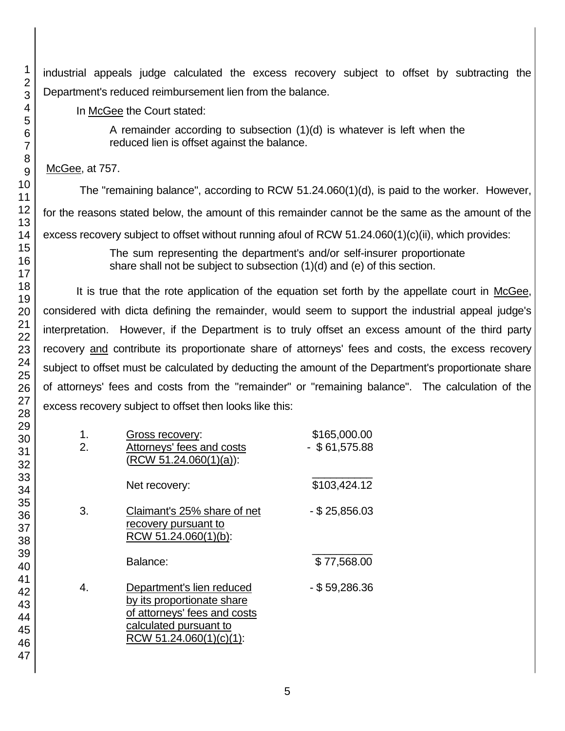industrial appeals judge calculated the excess recovery subject to offset by subtracting the Department's reduced reimbursement lien from the balance.

In McGee the Court stated:

> A remainder according to subsection (1)(d) is whatever is left when the reduced lien is offset against the balance.

McGee, at 757.

The "remaining balance", according to RCW 51.24.060(1)(d), is paid to the worker. However, for the reasons stated below, the amount of this remainder cannot be the same as the amount of the excess recovery subject to offset without running afoul of RCW 51.24.060(1)(c)(ii), which provides:

> The sum representing the department's and/or self-insurer proportionate share shall not be subject to subsection (1)(d) and (e) of this section.

It is true that the rote application of the equation set forth by the appellate court in McGee, considered with dicta defining the remainder, would seem to support the industrial appeal judge's interpretation. However, if the Department is to truly offset an excess amount of the third party recovery and contribute its proportionate share of attorneys' fees and costs, the excess recovery subject to offset must be calculated by deducting the amount of the Department's proportionate share of attorneys' fees and costs from the "remainder" or "remaining balance". The calculation of the excess recovery subject to offset then looks like this:

| | | |
|---|---|---|
| 1. | Gross recovery: | $165,000.00 |
| 2. | Attorneys' fees and costs (RCW 51.24.060(1)(a)): | - $ 61,575.88 |
| | Net recovery: | $103,424.12 |
| 3. | Claimant's 25% share of net recovery pursuant to RCW 51.24.060(1)(b): | - $ 25,856.03 |
| | Balance: | $ 77,568.00 |
| 4. | Department's lien reduced by its proportionate share of attorneys' fees and costs calculated pursuant to RCW 51.24.060(1)(c)(1): | - $ 59,286.36 |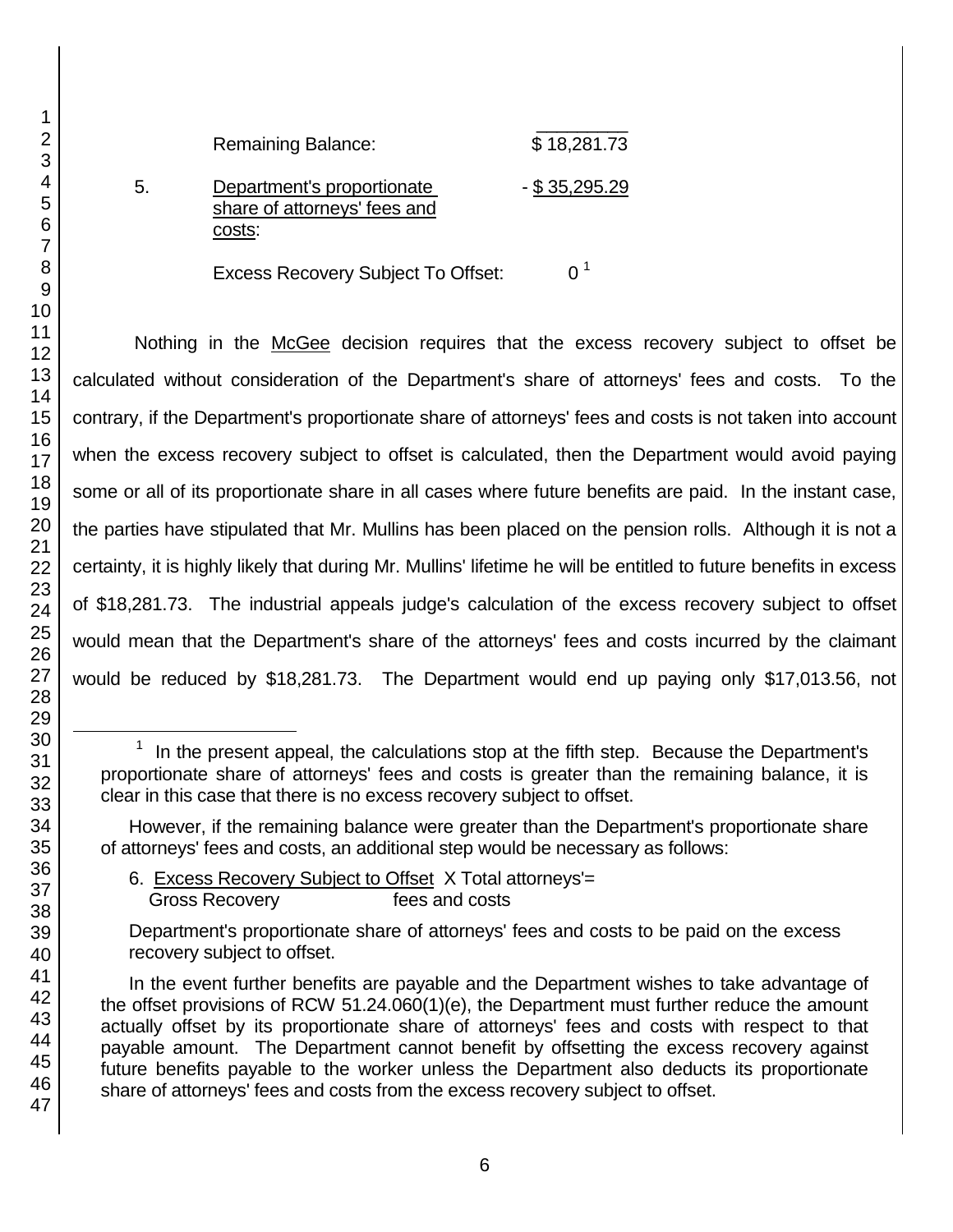| | | |
|---|---|---|
| | Remaining Balance: | $ 18,281.73 |
| 5. | Department's proportionate share of attorneys' fees and costs: | - $ 35,295.29 |
| | Excess Recovery Subject To Offset: | 0 [1] |

Nothing in the McGee decision requires that the excess recovery subject to offset be calculated without consideration of the Department's share of attorneys' fees and costs. To the contrary, if the Department's proportionate share of attorneys' fees and costs is not taken into account when the excess recovery subject to offset is calculated, then the Department would avoid paying some or all of its proportionate share in all cases where future benefits are paid. In the instant case, the parties have stipulated that Mr. Mullins has been placed on the pension rolls. Although it is not a certainty, it is highly likely that during Mr. Mullins' lifetime he will be entitled to future benefits in excess of $18,281.73. The industrial appeals judge's calculation of the excess recovery subject to offset would mean that the Department's share of the attorneys' fees and costs incurred by the claimant would be reduced by $18,281.73. The Department would end up paying only $17,013.56, not

---

[1] In the present appeal, the calculations stop at the fifth step. Because the Department's proportionate share of attorneys' fees and costs is greater than the remaining balance, it is clear in this case that there is no excess recovery subject to offset.

However, if the remaining balance were greater than the Department's proportionate share of attorneys' fees and costs, an additional step would be necessary as follows:

6. $\frac{\text{Excess Recovery Subject to Offset}}{\text{Gross Recovery}} \times \text{Total attorneys' fees and costs} =$

Department's proportionate share of attorneys' fees and costs to be paid on the excess recovery subject to offset.

In the event further benefits are payable and the Department wishes to take advantage of the offset provisions of RCW 51.24.060(1)(e), the Department must further reduce the amount actually offset by its proportionate share of attorneys' fees and costs with respect to that payable amount. The Department cannot benefit by offsetting the excess recovery against future benefits payable to the worker unless the Department also deducts its proportionate share of attorneys' fees and costs from the excess recovery subject to offset.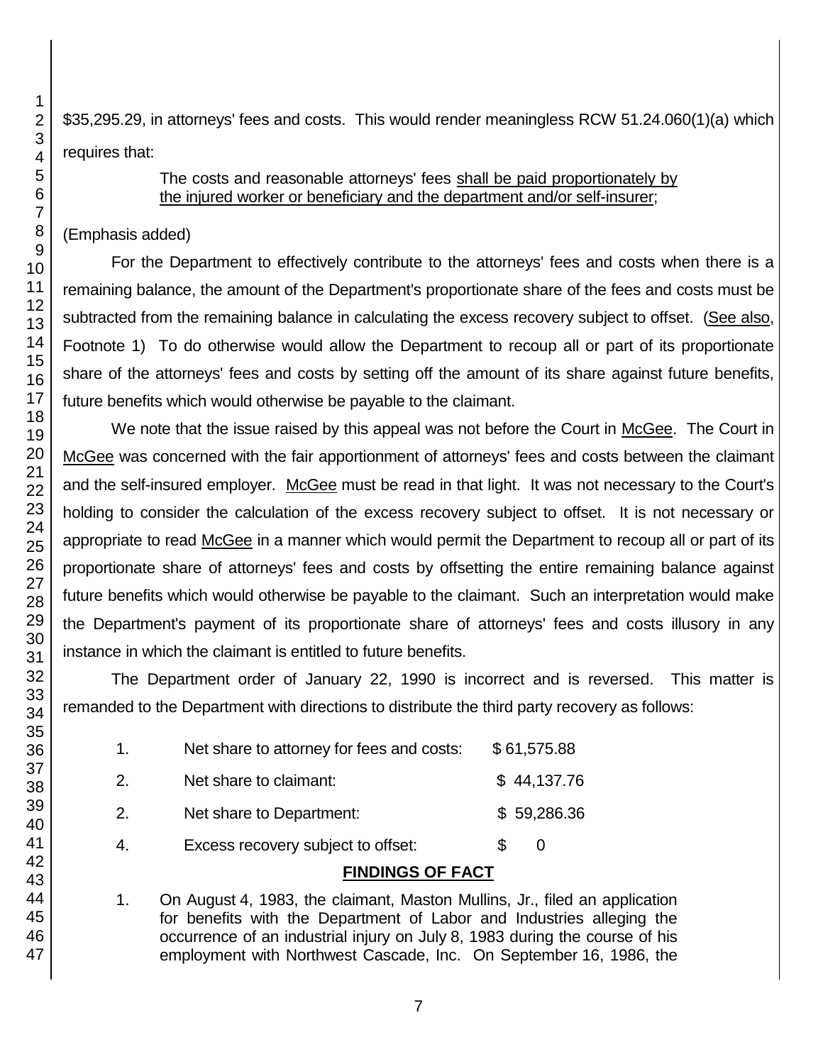$35,295.29, in attorneys' fees and costs. This would render meaningless RCW 51.24.060(1)(a) which requires that:

> The costs and reasonable attorneys' fees shall be paid proportionately by the injured worker or beneficiary and the department and/or self-insurer;

(Emphasis added)

For the Department to effectively contribute to the attorneys' fees and costs when there is a remaining balance, the amount of the Department's proportionate share of the fees and costs must be subtracted from the remaining balance in calculating the excess recovery subject to offset. (See also, Footnote 1) To do otherwise would allow the Department to recoup all or part of its proportionate share of the attorneys' fees and costs by setting off the amount of its share against future benefits, future benefits which would otherwise be payable to the claimant.

We note that the issue raised by this appeal was not before the Court in McGee. The Court in McGee was concerned with the fair apportionment of attorneys' fees and costs between the claimant and the self-insured employer. McGee must be read in that light. It was not necessary to the Court's holding to consider the calculation of the excess recovery subject to offset. It is not necessary or appropriate to read McGee in a manner which would permit the Department to recoup all or part of its proportionate share of attorneys' fees and costs by offsetting the entire remaining balance against future benefits which would otherwise be payable to the claimant. Such an interpretation would make the Department's payment of its proportionate share of attorneys' fees and costs illusory in any instance in which the claimant is entitled to future benefits.

The Department order of January 22, 1990 is incorrect and is reversed. This matter is remanded to the Department with directions to distribute the third party recovery as follows:

| | | |
|---|---|---|
| 1. | Net share to attorney for fees and costs: | $ 61,575.88 |
| 2. | Net share to claimant: | $ 44,137.76 |
| 2. | Net share to Department: | $ 59,286.36 |
| 4. | Excess recovery subject to offset: | $ 0 |

## FINDINGS OF FACT

1. On August 4, 1983, the claimant, Maston Mullins, Jr., filed an application for benefits with the Department of Labor and Industries alleging the occurrence of an industrial injury on July 8, 1983 during the course of his employment with Northwest Cascade, Inc. On September 16, 1986, the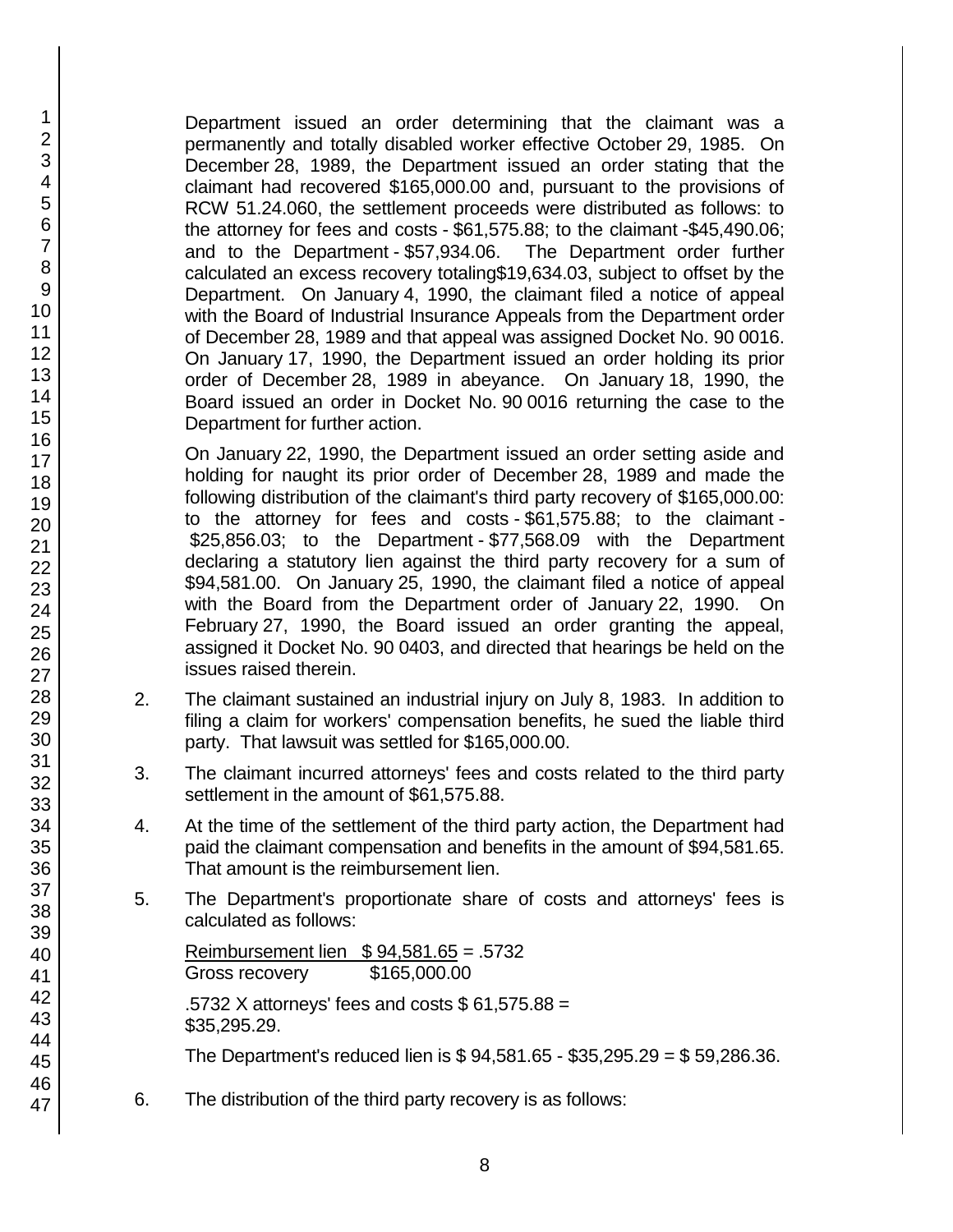Department issued an order determining that the claimant was a permanently and totally disabled worker effective October 29, 1985. On December 28, 1989, the Department issued an order stating that the claimant had recovered $165,000.00 and, pursuant to the provisions of RCW 51.24.060, the settlement proceeds were distributed as follows: to the attorney for fees and costs - $61,575.88; to the claimant -$45,490.06; and to the Department - $57,934.06. The Department order further calculated an excess recovery totaling$19,634.03, subject to offset by the Department. On January 4, 1990, the claimant filed a notice of appeal with the Board of Industrial Insurance Appeals from the Department order of December 28, 1989 and that appeal was assigned Docket No. 90 0016. On January 17, 1990, the Department issued an order holding its prior order of December 28, 1989 in abeyance. On January 18, 1990, the Board issued an order in Docket No. 90 0016 returning the case to the Department for further action.

On January 22, 1990, the Department issued an order setting aside and holding for naught its prior order of December 28, 1989 and made the following distribution of the claimant's third party recovery of $165,000.00: to the attorney for fees and costs - $61,575.88; to the claimant - $25,856.03; to the Department - $77,568.09 with the Department declaring a statutory lien against the third party recovery for a sum of $94,581.00. On January 25, 1990, the claimant filed a notice of appeal with the Board from the Department order of January 22, 1990. On February 27, 1990, the Board issued an order granting the appeal, assigned it Docket No. 90 0403, and directed that hearings be held on the issues raised therein.

2. The claimant sustained an industrial injury on July 8, 1983. In addition to filing a claim for workers' compensation benefits, he sued the liable third party. That lawsuit was settled for $165,000.00.

3. The claimant incurred attorneys' fees and costs related to the third party settlement in the amount of $61,575.88.

4. At the time of the settlement of the third party action, the Department had paid the claimant compensation and benefits in the amount of $94,581.65. That amount is the reimbursement lien.

5. The Department's proportionate share of costs and attorneys' fees is calculated as follows:

   Reimbursement lien $ 94,581.65 = .5732
   Gross recovery $165,000.00

   .5732 X attorneys' fees and costs $ 61,575.88 = $35,295.29.

   The Department's reduced lien is $ 94,581.65 - $35,295.29 = $ 59,286.36.

6. The distribution of the third party recovery is as follows: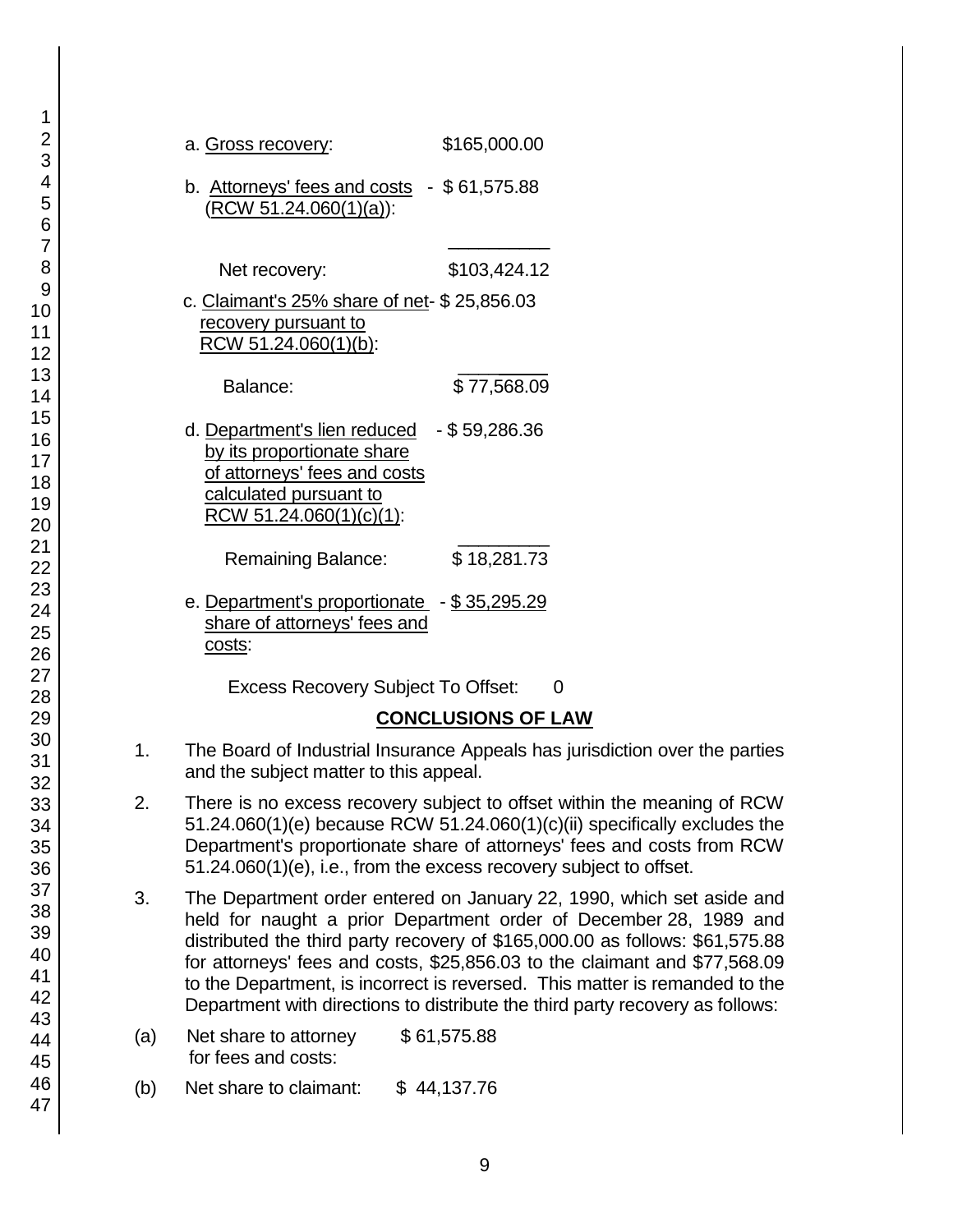a. Gross recovery: $165,000.00

b. Attorneys' fees and costs (RCW 51.24.060(1)(a)): - $ 61,575.88

Net recovery: $103,424.12

c. Claimant's 25% share of net recovery pursuant to RCW 51.24.060(1)(b): - $ 25,856.03

Balance: $ 77,568.09

d. Department's lien reduced by its proportionate share of attorneys' fees and costs calculated pursuant to RCW 51.24.060(1)(c)(1): - $ 59,286.36

Remaining Balance: $ 18,281.73

e. Department's proportionate share of attorneys' fees and costs: - $ 35,295.29

Excess Recovery Subject To Offset: 0

## CONCLUSIONS OF LAW

1. The Board of Industrial Insurance Appeals has jurisdiction over the parties and the subject matter to this appeal.

2. There is no excess recovery subject to offset within the meaning of RCW 51.24.060(1)(e) because RCW 51.24.060(1)(c)(ii) specifically excludes the Department's proportionate share of attorneys' fees and costs from RCW 51.24.060(1)(e), i.e., from the excess recovery subject to offset.

3. The Department order entered on January 22, 1990, which set aside and held for naught a prior Department order of December 28, 1989 and distributed the third party recovery of $165,000.00 as follows: $61,575.88 for attorneys' fees and costs, $25,856.03 to the claimant and $77,568.09 to the Department, is incorrect is reversed. This matter is remanded to the Department with directions to distribute the third party recovery as follows:

(a) Net share to attorney for fees and costs: $ 61,575.88

(b) Net share to claimant: $ 44,137.76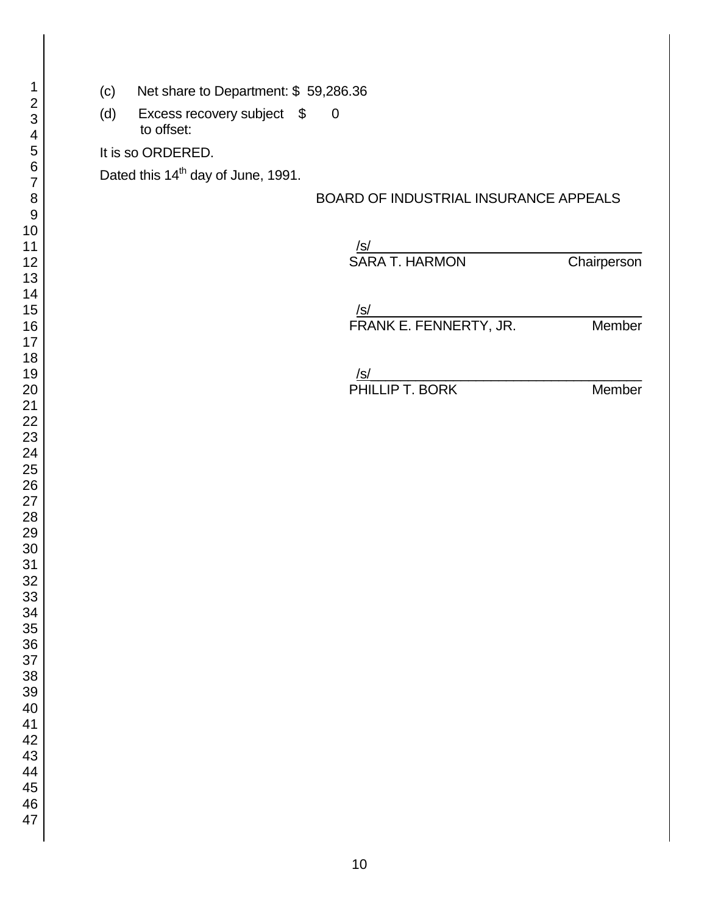(c) Net share to Department: $ 59,286.36

(d) Excess recovery subject to offset: $ 0

It is so ORDERED.

Dated this 14th day of June, 1991.

BOARD OF INDUSTRIAL INSURANCE APPEALS

/s/
SARA T. HARMON Chairperson

/s/
FRANK E. FENNERTY, JR. Member

/s/
PHILLIP T. BORK Member